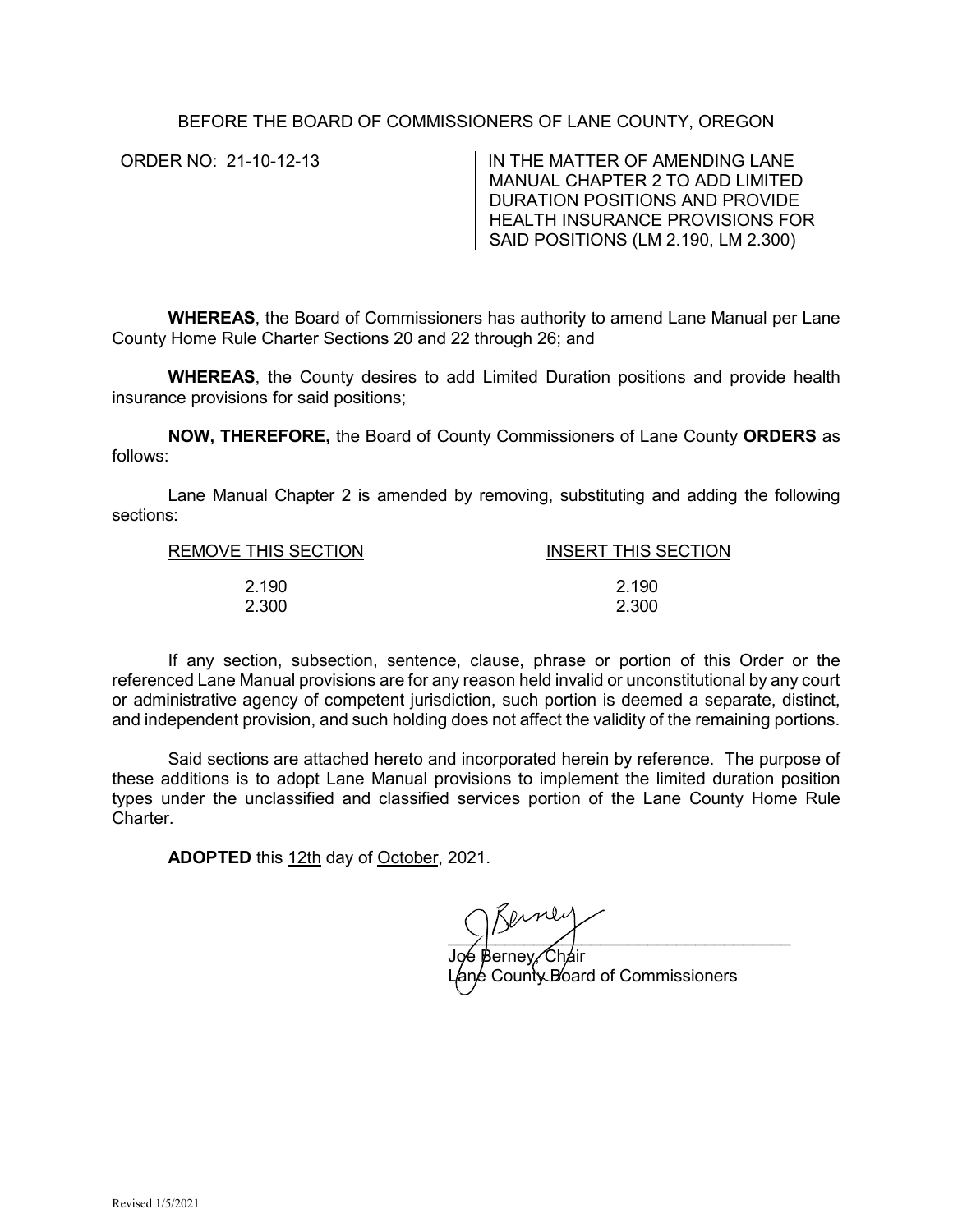BEFORE THE BOARD OF COMMISSIONERS OF LANE COUNTY, OREGON

ORDER NO: 21-10-12-13

IN THE MATTER OF AMENDING LANE MANUAL CHAPTER 2 TO ADD LIMITED DURATION POSITIONS AND PROVIDE HEALTH INSURANCE PROVISIONS FOR SAID POSITIONS (LM 2.190, LM 2.300)

**WHEREAS**, the Board of Commissioners has authority to amend Lane Manual per Lane County Home Rule Charter Sections 20 and 22 through 26; and

**WHEREAS**, the County desires to add Limited Duration positions and provide health insurance provisions for said positions;

**NOW, THEREFORE,** the Board of County Commissioners of Lane County **ORDERS** as follows:

Lane Manual Chapter 2 is amended by removing, substituting and adding the following sections:

| REMOVE THIS SECTION | INSERT THIS SECTION |
| --- | --- |
| 2.190 | 2.190 |
| 2.300 | 2.300 |

If any section, subsection, sentence, clause, phrase or portion of this Order or the referenced Lane Manual provisions are for any reason held invalid or unconstitutional by any court or administrative agency of competent jurisdiction, such portion is deemed a separate, distinct, and independent provision, and such holding does not affect the validity of the remaining portions.

Said sections are attached hereto and incorporated herein by reference. The purpose of these additions is to adopt Lane Manual provisions to implement the limited duration position types under the unclassified and classified services portion of the Lane County Home Rule Charter.

**ADOPTED** this 12th day of October, 2021.

Joe Berney, Chair
Lane County Board of Commissioners

Revised 1/5/2021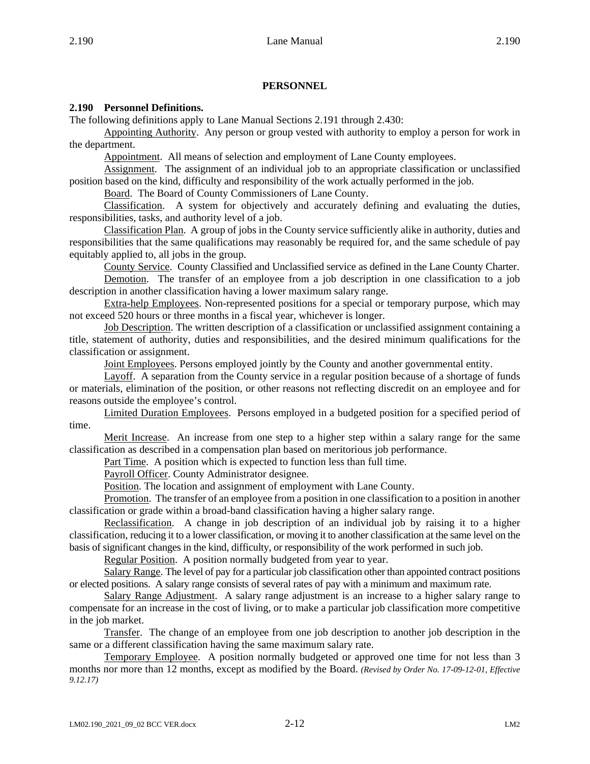## PERSONNEL

### 2.190 Personnel Definitions.

The following definitions apply to Lane Manual Sections 2.191 through 2.430:

Appointing Authority. Any person or group vested with authority to employ a person for work in the department.

Appointment. All means of selection and employment of Lane County employees.

Assignment. The assignment of an individual job to an appropriate classification or unclassified position based on the kind, difficulty and responsibility of the work actually performed in the job.

Board. The Board of County Commissioners of Lane County.

Classification. A system for objectively and accurately defining and evaluating the duties, responsibilities, tasks, and authority level of a job.

Classification Plan. A group of jobs in the County service sufficiently alike in authority, duties and responsibilities that the same qualifications may reasonably be required for, and the same schedule of pay equitably applied to, all jobs in the group.

County Service. County Classified and Unclassified service as defined in the Lane County Charter.

Demotion. The transfer of an employee from a job description in one classification to a job description in another classification having a lower maximum salary range.

Extra-help Employees. Non-represented positions for a special or temporary purpose, which may not exceed 520 hours or three months in a fiscal year, whichever is longer.

Job Description. The written description of a classification or unclassified assignment containing a title, statement of authority, duties and responsibilities, and the desired minimum qualifications for the classification or assignment.

Joint Employees. Persons employed jointly by the County and another governmental entity.

Layoff. A separation from the County service in a regular position because of a shortage of funds or materials, elimination of the position, or other reasons not reflecting discredit on an employee and for reasons outside the employee's control.

Limited Duration Employees. Persons employed in a budgeted position for a specified period of time.

Merit Increase. An increase from one step to a higher step within a salary range for the same classification as described in a compensation plan based on meritorious job performance.

Part Time. A position which is expected to function less than full time.

Payroll Officer. County Administrator designee.

Position. The location and assignment of employment with Lane County.

Promotion. The transfer of an employee from a position in one classification to a position in another classification or grade within a broad-band classification having a higher salary range.

Reclassification. A change in job description of an individual job by raising it to a higher classification, reducing it to a lower classification, or moving it to another classification at the same level on the basis of significant changes in the kind, difficulty, or responsibility of the work performed in such job.

Regular Position. A position normally budgeted from year to year.

Salary Range. The level of pay for a particular job classification other than appointed contract positions or elected positions. A salary range consists of several rates of pay with a minimum and maximum rate.

Salary Range Adjustment. A salary range adjustment is an increase to a higher salary range to compensate for an increase in the cost of living, or to make a particular job classification more competitive in the job market.

Transfer. The change of an employee from one job description to another job description in the same or a different classification having the same maximum salary rate.

Temporary Employee. A position normally budgeted or approved one time for not less than 3 months nor more than 12 months, except as modified by the Board. *(Revised by Order No. 17-09-12-01, Effective 9.12.17)*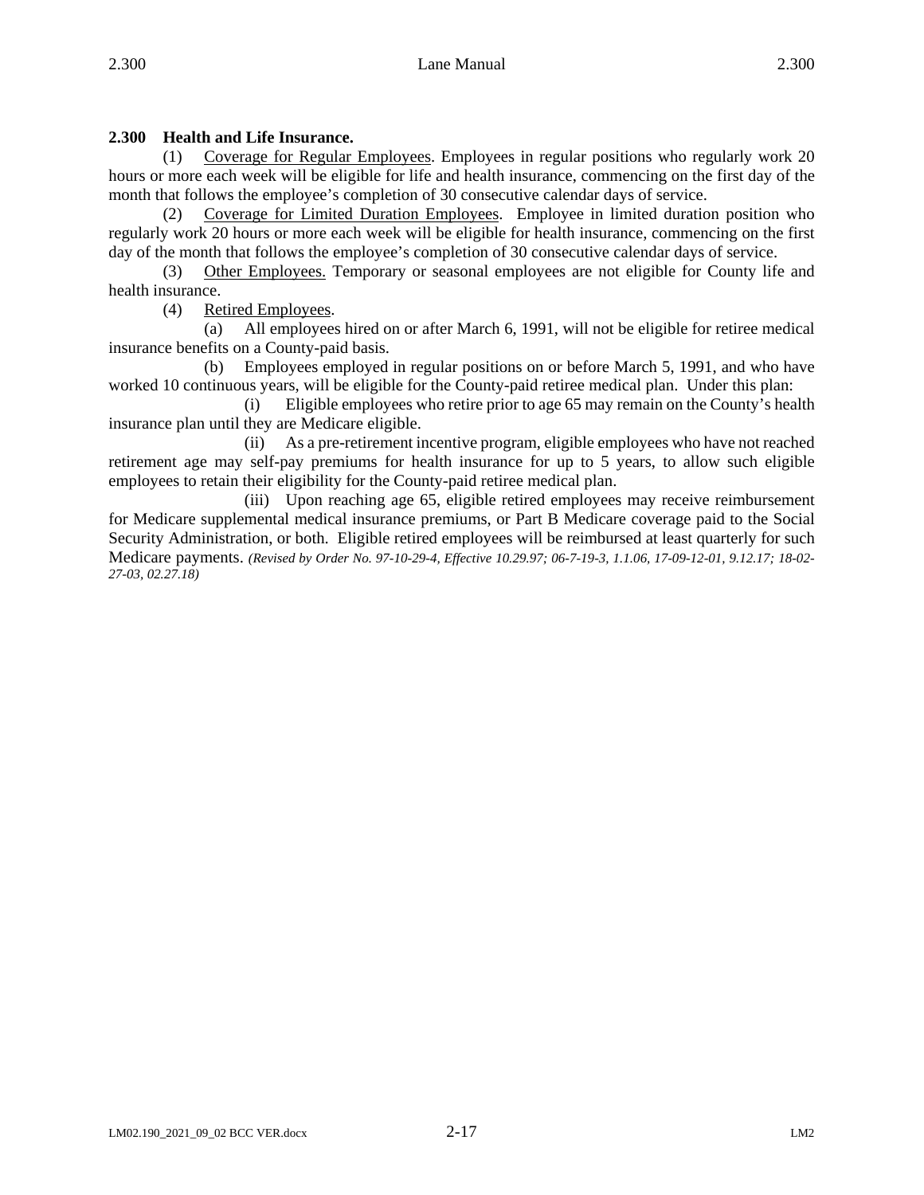**2.300 Health and Life Insurance.**

(1) Coverage for Regular Employees. Employees in regular positions who regularly work 20 hours or more each week will be eligible for life and health insurance, commencing on the first day of the month that follows the employee's completion of 30 consecutive calendar days of service.

(2) Coverage for Limited Duration Employees. Employee in limited duration position who regularly work 20 hours or more each week will be eligible for health insurance, commencing on the first day of the month that follows the employee's completion of 30 consecutive calendar days of service.

(3) Other Employees. Temporary or seasonal employees are not eligible for County life and health insurance.

(4) Retired Employees.

(a) All employees hired on or after March 6, 1991, will not be eligible for retiree medical insurance benefits on a County-paid basis.

(b) Employees employed in regular positions on or before March 5, 1991, and who have worked 10 continuous years, will be eligible for the County-paid retiree medical plan. Under this plan:

(i) Eligible employees who retire prior to age 65 may remain on the County's health insurance plan until they are Medicare eligible.

(ii) As a pre-retirement incentive program, eligible employees who have not reached retirement age may self-pay premiums for health insurance for up to 5 years, to allow such eligible employees to retain their eligibility for the County-paid retiree medical plan.

(iii) Upon reaching age 65, eligible retired employees may receive reimbursement for Medicare supplemental medical insurance premiums, or Part B Medicare coverage paid to the Social Security Administration, or both. Eligible retired employees will be reimbursed at least quarterly for such Medicare payments. *(Revised by Order No. 97-10-29-4, Effective 10.29.97; 06-7-19-3, 1.1.06, 17-09-12-01, 9.12.17; 18-02-27-03, 02.27.18)*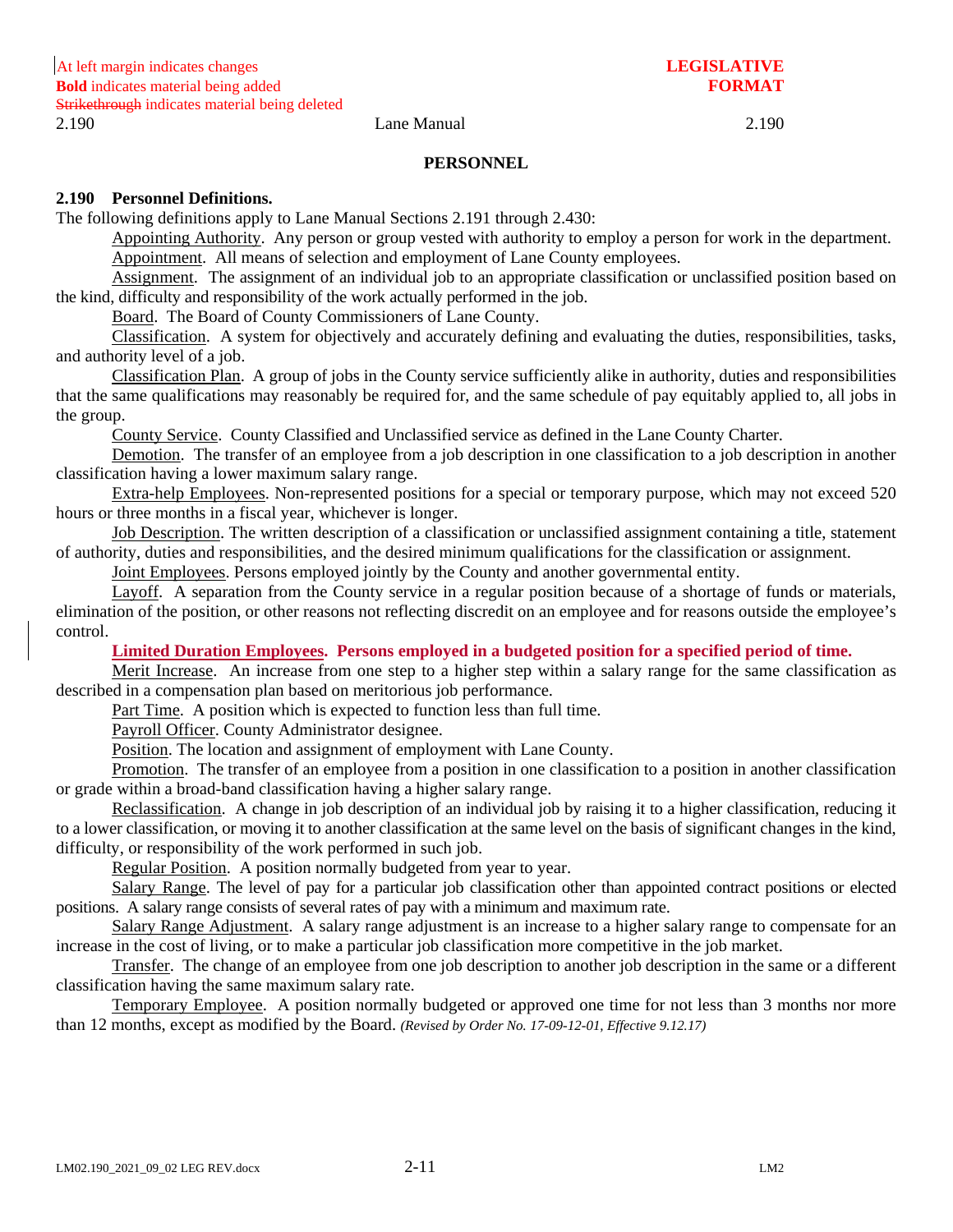At left margin indicates changes
**Bold** indicates material being added
~~Strikethrough~~ indicates material being deleted

**LEGISLATIVE FORMAT**

2.190 Lane Manual 2.190

**PERSONNEL**

**2.190 Personnel Definitions.**

The following definitions apply to Lane Manual Sections 2.191 through 2.430:

Appointing Authority. Any person or group vested with authority to employ a person for work in the department.

Appointment. All means of selection and employment of Lane County employees.

Assignment. The assignment of an individual job to an appropriate classification or unclassified position based on the kind, difficulty and responsibility of the work actually performed in the job.

Board. The Board of County Commissioners of Lane County.

Classification. A system for objectively and accurately defining and evaluating the duties, responsibilities, tasks, and authority level of a job.

Classification Plan. A group of jobs in the County service sufficiently alike in authority, duties and responsibilities that the same qualifications may reasonably be required for, and the same schedule of pay equitably applied to, all jobs in the group.

County Service. County Classified and Unclassified service as defined in the Lane County Charter.

Demotion. The transfer of an employee from a job description in one classification to a job description in another classification having a lower maximum salary range.

Extra-help Employees. Non-represented positions for a special or temporary purpose, which may not exceed 520 hours or three months in a fiscal year, whichever is longer.

Job Description. The written description of a classification or unclassified assignment containing a title, statement of authority, duties and responsibilities, and the desired minimum qualifications for the classification or assignment.

Joint Employees. Persons employed jointly by the County and another governmental entity.

Layoff. A separation from the County service in a regular position because of a shortage of funds or materials, elimination of the position, or other reasons not reflecting discredit on an employee and for reasons outside the employee's control.

**Limited Duration Employees. Persons employed in a budgeted position for a specified period of time.**

Merit Increase. An increase from one step to a higher step within a salary range for the same classification as described in a compensation plan based on meritorious job performance.

Part Time. A position which is expected to function less than full time.

Payroll Officer. County Administrator designee.

Position. The location and assignment of employment with Lane County.

Promotion. The transfer of an employee from a position in one classification to a position in another classification or grade within a broad-band classification having a higher salary range.

Reclassification. A change in job description of an individual job by raising it to a higher classification, reducing it to a lower classification, or moving it to another classification at the same level on the basis of significant changes in the kind, difficulty, or responsibility of the work performed in such job.

Regular Position. A position normally budgeted from year to year.

Salary Range. The level of pay for a particular job classification other than appointed contract positions or elected positions. A salary range consists of several rates of pay with a minimum and maximum rate.

Salary Range Adjustment. A salary range adjustment is an increase to a higher salary range to compensate for an increase in the cost of living, or to make a particular job classification more competitive in the job market.

Transfer. The change of an employee from one job description to another job description in the same or a different classification having the same maximum salary rate.

Temporary Employee. A position normally budgeted or approved one time for not less than 3 months nor more than 12 months, except as modified by the Board. *(Revised by Order No. 17-09-12-01, Effective 9.12.17)*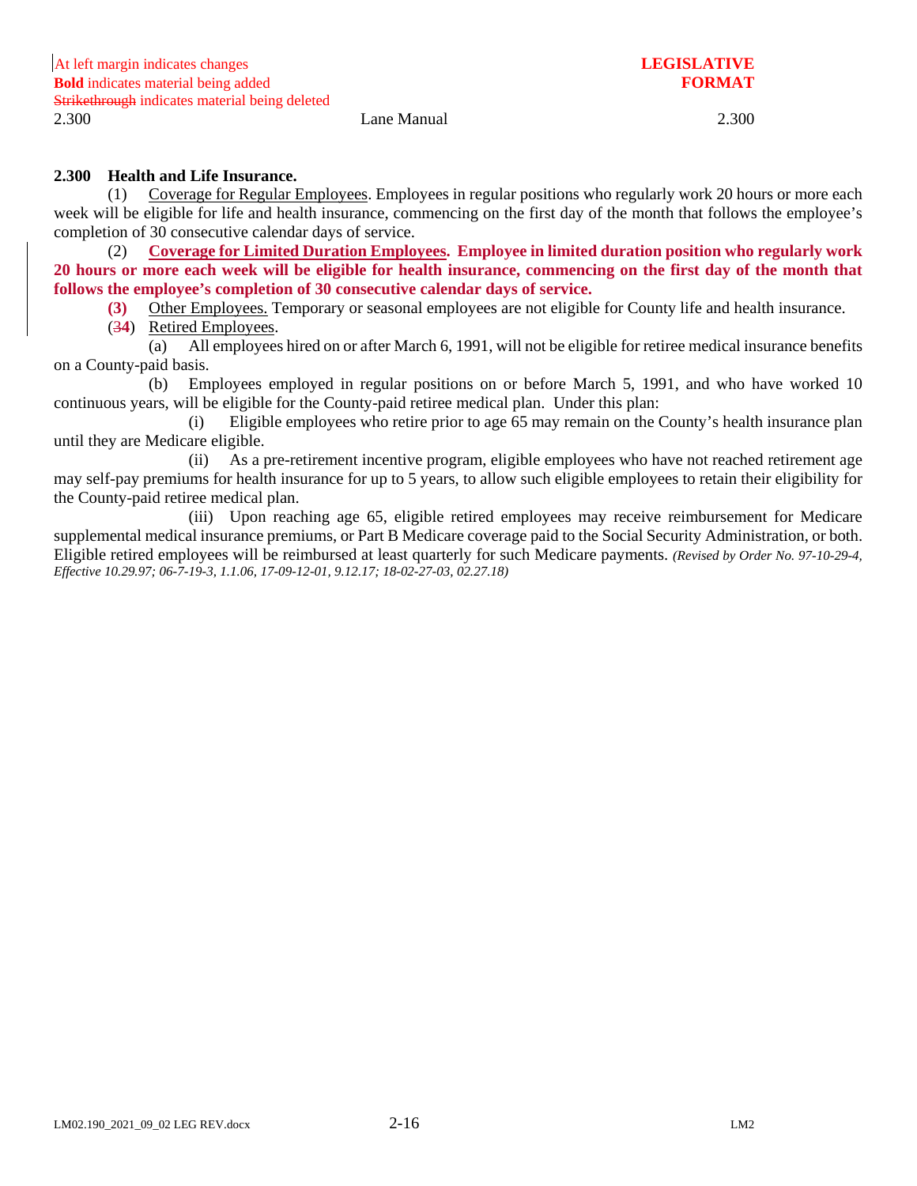At left margin indicates changes
**Bold** indicates material being added
~~Strikethrough~~ indicates material being deleted

**LEGISLATIVE FORMAT**

**2.300 Health and Life Insurance.**

(1) Coverage for Regular Employees. Employees in regular positions who regularly work 20 hours or more each week will be eligible for life and health insurance, commencing on the first day of the month that follows the employee's completion of 30 consecutive calendar days of service.

**(2) Coverage for Limited Duration Employees. Employee in limited duration position who regularly work 20 hours or more each week will be eligible for health insurance, commencing on the first day of the month that follows the employee's completion of 30 consecutive calendar days of service.**

**(3)** Other Employees. Temporary or seasonal employees are not eligible for County life and health insurance.

(~~3~~**4**) Retired Employees.

(a) All employees hired on or after March 6, 1991, will not be eligible for retiree medical insurance benefits on a County-paid basis.

(b) Employees employed in regular positions on or before March 5, 1991, and who have worked 10 continuous years, will be eligible for the County-paid retiree medical plan. Under this plan:

(i) Eligible employees who retire prior to age 65 may remain on the County's health insurance plan until they are Medicare eligible.

(ii) As a pre-retirement incentive program, eligible employees who have not reached retirement age may self-pay premiums for health insurance for up to 5 years, to allow such eligible employees to retain their eligibility for the County-paid retiree medical plan.

(iii) Upon reaching age 65, eligible retired employees may receive reimbursement for Medicare supplemental medical insurance premiums, or Part B Medicare coverage paid to the Social Security Administration, or both. Eligible retired employees will be reimbursed at least quarterly for such Medicare payments. *(Revised by Order No. 97-10-29-4, Effective 10.29.97; 06-7-19-3, 1.1.06, 17-09-12-01, 9.12.17; 18-02-27-03, 02.27.18)*